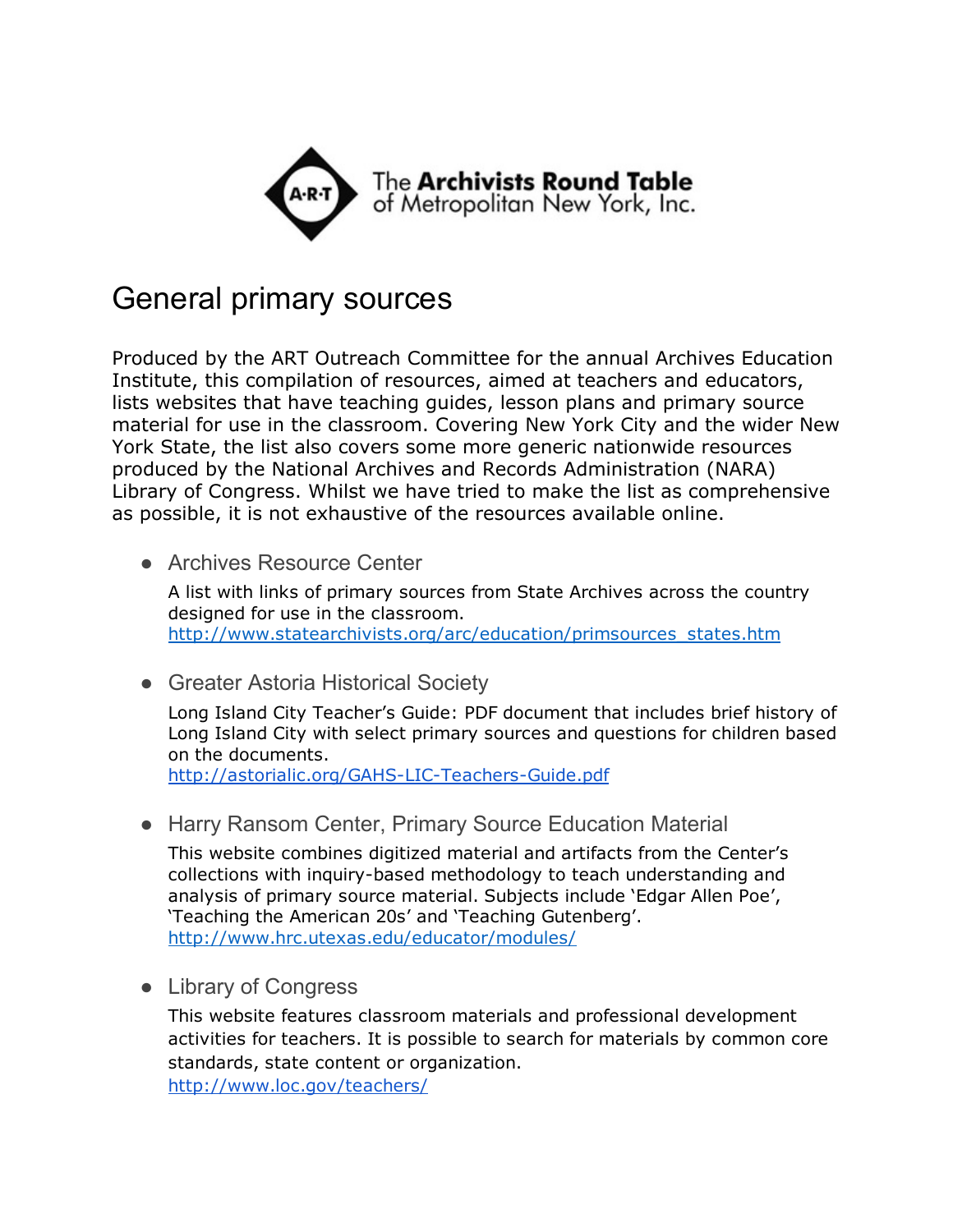The Archivists Round Table of Metropolitan New York, Inc.

# General primary sources

Produced by the ART Outreach Committee for the annual Archives Education Institute, this compilation of resources, aimed at teachers and educators, lists websites that have teaching guides, lesson plans and primary source material for use in the classroom. Covering New York City and the wider New York State, the list also covers some more generic nationwide resources produced by the National Archives and Records Administration (NARA) Library of Congress. Whilst we have tried to make the list as comprehensive as possible, it is not exhaustive of the resources available online.

- Archives Resource Center

  A list with links of primary sources from State Archives across the country designed for use in the classroom.
  http://www.statearchivists.org/arc/education/primsources_states.htm

- Greater Astoria Historical Society

  Long Island City Teacher's Guide: PDF document that includes brief history of Long Island City with select primary sources and questions for children based on the documents.
  http://astorialic.org/GAHS-LIC-Teachers-Guide.pdf

- Harry Ransom Center, Primary Source Education Material

  This website combines digitized material and artifacts from the Center's collections with inquiry-based methodology to teach understanding and analysis of primary source material. Subjects include 'Edgar Allen Poe', 'Teaching the American 20s' and 'Teaching Gutenberg'.
  http://www.hrc.utexas.edu/educator/modules/

- Library of Congress

  This website features classroom materials and professional development activities for teachers. It is possible to search for materials by common core standards, state content or organization.
  http://www.loc.gov/teachers/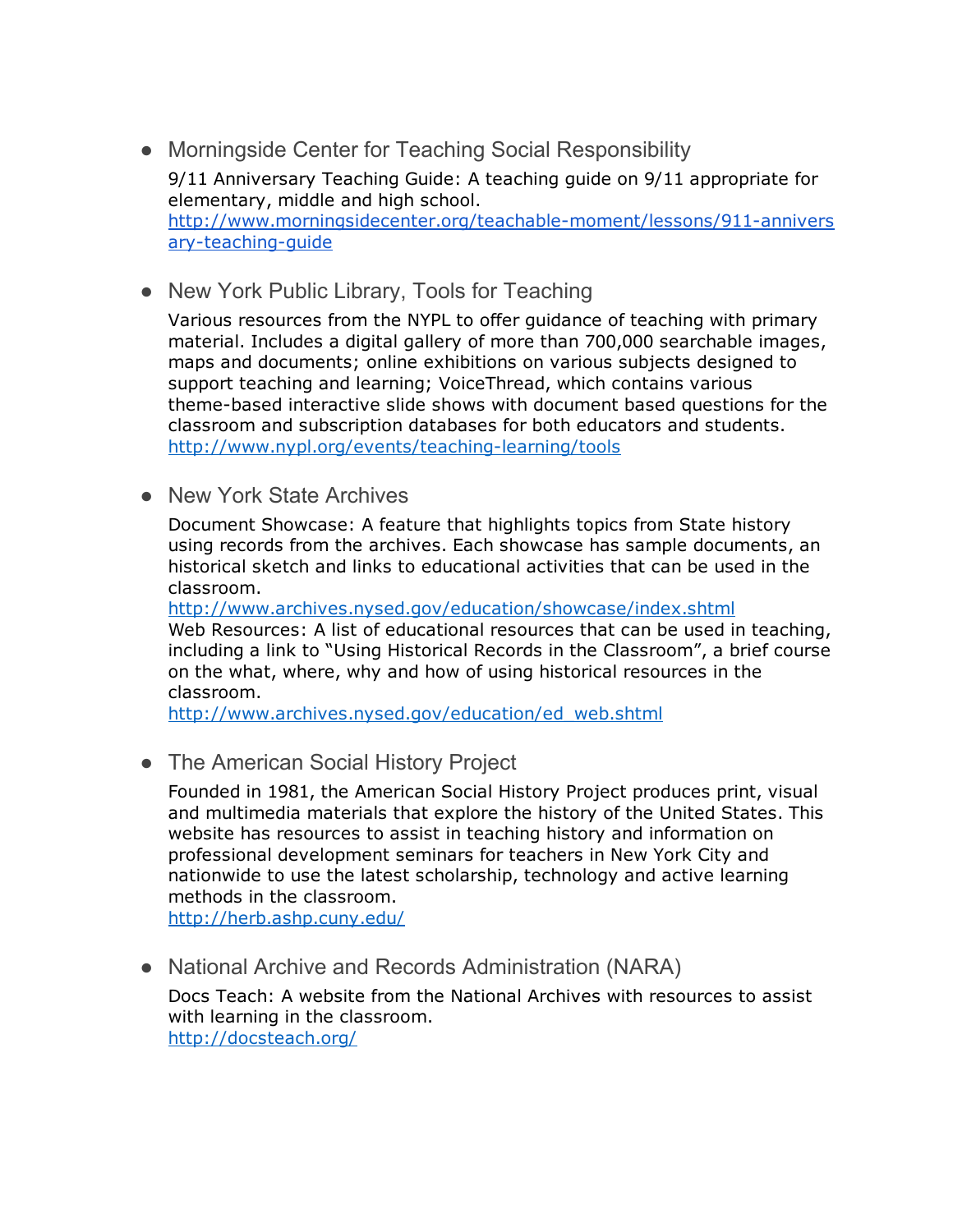- Morningside Center for Teaching Social Responsibility

  9/11 Anniversary Teaching Guide: A teaching guide on 9/11 appropriate for elementary, middle and high school.
  [http://www.morningsidecenter.org/teachable-moment/lessons/911-anniversary-teaching-guide](http://www.morningsidecenter.org/teachable-moment/lessons/911-anniversary-teaching-guide)

- New York Public Library, Tools for Teaching

  Various resources from the NYPL to offer guidance of teaching with primary material. Includes a digital gallery of more than 700,000 searchable images, maps and documents; online exhibitions on various subjects designed to support teaching and learning; VoiceThread, which contains various theme-based interactive slide shows with document based questions for the classroom and subscription databases for both educators and students.
  [http://www.nypl.org/events/teaching-learning/tools](http://www.nypl.org/events/teaching-learning/tools)

- New York State Archives

  Document Showcase: A feature that highlights topics from State history using records from the archives. Each showcase has sample documents, an historical sketch and links to educational activities that can be used in the classroom.
  [http://www.archives.nysed.gov/education/showcase/index.shtml](http://www.archives.nysed.gov/education/showcase/index.shtml)
  Web Resources: A list of educational resources that can be used in teaching, including a link to "Using Historical Records in the Classroom", a brief course on the what, where, why and how of using historical resources in the classroom.
  [http://www.archives.nysed.gov/education/ed_web.shtml](http://www.archives.nysed.gov/education/ed_web.shtml)

- The American Social History Project

  Founded in 1981, the American Social History Project produces print, visual and multimedia materials that explore the history of the United States. This website has resources to assist in teaching history and information on professional development seminars for teachers in New York City and nationwide to use the latest scholarship, technology and active learning methods in the classroom.
  [http://herb.ashp.cuny.edu/](http://herb.ashp.cuny.edu/)

- National Archive and Records Administration (NARA)

  Docs Teach: A website from the National Archives with resources to assist with learning in the classroom.
  [http://docsteach.org/](http://docsteach.org/)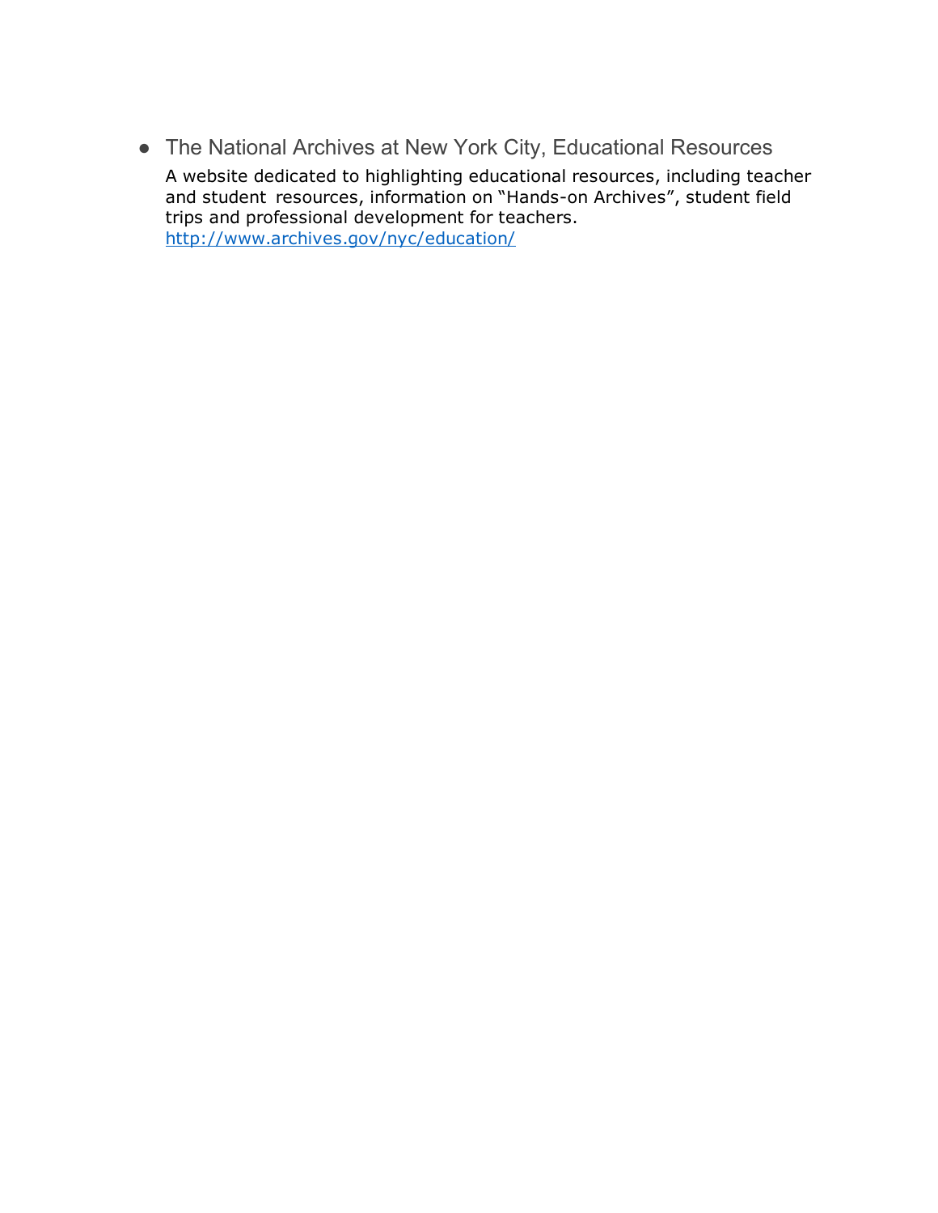- The National Archives at New York City, Educational Resources

  A website dedicated to highlighting educational resources, including teacher and student resources, information on "Hands-on Archives", student field trips and professional development for teachers.
  http://www.archives.gov/nyc/education/